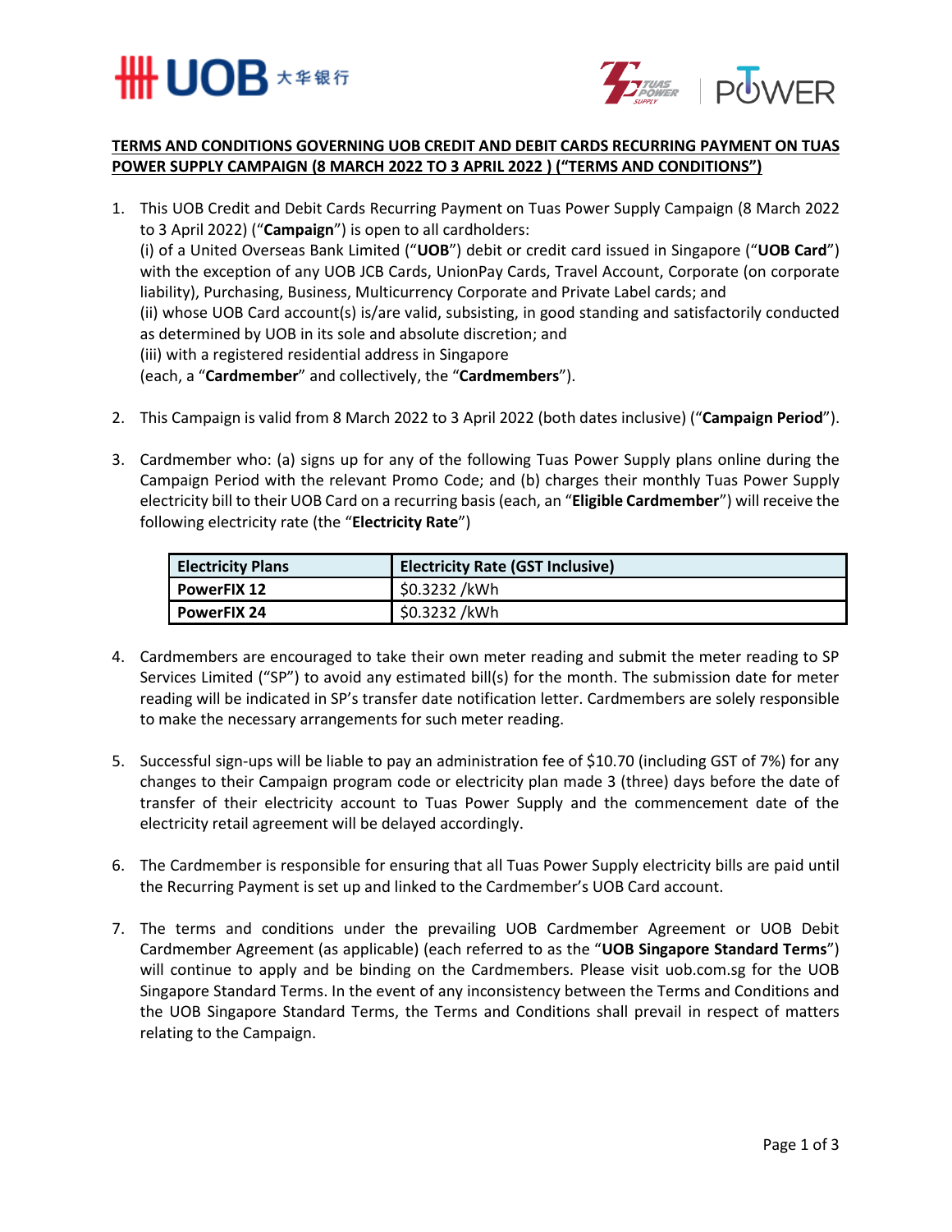**TERMS AND CONDITIONS GOVERNING UOB CREDIT AND DEBIT CARDS RECURRING PAYMENT ON TUAS POWER SUPPLY CAMPAIGN (8 MARCH 2022 TO 3 APRIL 2022 ) ("TERMS AND CONDITIONS")**

1. This UOB Credit and Debit Cards Recurring Payment on Tuas Power Supply Campaign (8 March 2022 to 3 April 2022) ("**Campaign**") is open to all cardholders:
   (i) of a United Overseas Bank Limited ("**UOB**") debit or credit card issued in Singapore ("**UOB Card**") with the exception of any UOB JCB Cards, UnionPay Cards, Travel Account, Corporate (on corporate liability), Purchasing, Business, Multicurrency Corporate and Private Label cards; and
   (ii) whose UOB Card account(s) is/are valid, subsisting, in good standing and satisfactorily conducted as determined by UOB in its sole and absolute discretion; and
   (iii) with a registered residential address in Singapore
   (each, a "**Cardmember**" and collectively, the "**Cardmembers**").

2. This Campaign is valid from 8 March 2022 to 3 April 2022 (both dates inclusive) ("**Campaign Period**").

3. Cardmember who: (a) signs up for any of the following Tuas Power Supply plans online during the Campaign Period with the relevant Promo Code; and (b) charges their monthly Tuas Power Supply electricity bill to their UOB Card on a recurring basis (each, an "**Eligible Cardmember**") will receive the following electricity rate (the "**Electricity Rate**")

| Electricity Plans | Electricity Rate (GST Inclusive) |
| --- | --- |
| **PowerFIX 12** | $0.3232 /kWh |
| **PowerFIX 24** | $0.3232 /kWh |

4. Cardmembers are encouraged to take their own meter reading and submit the meter reading to SP Services Limited ("SP") to avoid any estimated bill(s) for the month. The submission date for meter reading will be indicated in SP's transfer date notification letter. Cardmembers are solely responsible to make the necessary arrangements for such meter reading.

5. Successful sign-ups will be liable to pay an administration fee of $10.70 (including GST of 7%) for any changes to their Campaign program code or electricity plan made 3 (three) days before the date of transfer of their electricity account to Tuas Power Supply and the commencement date of the electricity retail agreement will be delayed accordingly.

6. The Cardmember is responsible for ensuring that all Tuas Power Supply electricity bills are paid until the Recurring Payment is set up and linked to the Cardmember's UOB Card account.

7. The terms and conditions under the prevailing UOB Cardmember Agreement or UOB Debit Cardmember Agreement (as applicable) (each referred to as the "**UOB Singapore Standard Terms**") will continue to apply and be binding on the Cardmembers. Please visit uob.com.sg for the UOB Singapore Standard Terms. In the event of any inconsistency between the Terms and Conditions and the UOB Singapore Standard Terms, the Terms and Conditions shall prevail in respect of matters relating to the Campaign.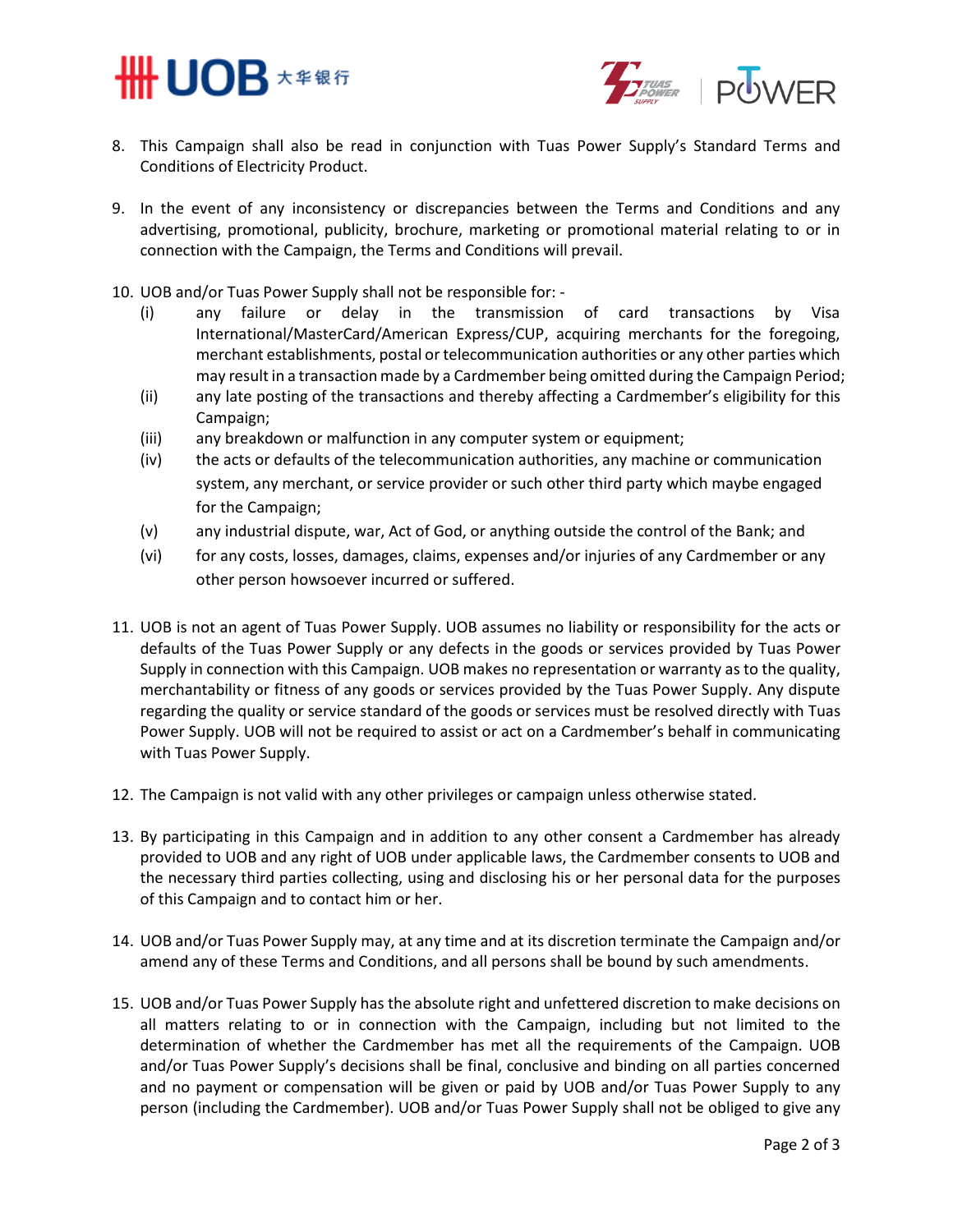8. This Campaign shall also be read in conjunction with Tuas Power Supply's Standard Terms and Conditions of Electricity Product.

9. In the event of any inconsistency or discrepancies between the Terms and Conditions and any advertising, promotional, publicity, brochure, marketing or promotional material relating to or in connection with the Campaign, the Terms and Conditions will prevail.

10. UOB and/or Tuas Power Supply shall not be responsible for: -
    (i) any failure or delay in the transmission of card transactions by Visa International/MasterCard/American Express/CUP, acquiring merchants for the foregoing, merchant establishments, postal or telecommunication authorities or any other parties which may result in a transaction made by a Cardmember being omitted during the Campaign Period;
    (ii) any late posting of the transactions and thereby affecting a Cardmember's eligibility for this Campaign;
    (iii) any breakdown or malfunction in any computer system or equipment;
    (iv) the acts or defaults of the telecommunication authorities, any machine or communication system, any merchant, or service provider or such other third party which maybe engaged for the Campaign;
    (v) any industrial dispute, war, Act of God, or anything outside the control of the Bank; and
    (vi) for any costs, losses, damages, claims, expenses and/or injuries of any Cardmember or any other person howsoever incurred or suffered.

11. UOB is not an agent of Tuas Power Supply. UOB assumes no liability or responsibility for the acts or defaults of the Tuas Power Supply or any defects in the goods or services provided by Tuas Power Supply in connection with this Campaign. UOB makes no representation or warranty as to the quality, merchantability or fitness of any goods or services provided by the Tuas Power Supply. Any dispute regarding the quality or service standard of the goods or services must be resolved directly with Tuas Power Supply. UOB will not be required to assist or act on a Cardmember's behalf in communicating with Tuas Power Supply.

12. The Campaign is not valid with any other privileges or campaign unless otherwise stated.

13. By participating in this Campaign and in addition to any other consent a Cardmember has already provided to UOB and any right of UOB under applicable laws, the Cardmember consents to UOB and the necessary third parties collecting, using and disclosing his or her personal data for the purposes of this Campaign and to contact him or her.

14. UOB and/or Tuas Power Supply may, at any time and at its discretion terminate the Campaign and/or amend any of these Terms and Conditions, and all persons shall be bound by such amendments.

15. UOB and/or Tuas Power Supply has the absolute right and unfettered discretion to make decisions on all matters relating to or in connection with the Campaign, including but not limited to the determination of whether the Cardmember has met all the requirements of the Campaign. UOB and/or Tuas Power Supply's decisions shall be final, conclusive and binding on all parties concerned and no payment or compensation will be given or paid by UOB and/or Tuas Power Supply to any person (including the Cardmember). UOB and/or Tuas Power Supply shall not be obliged to give any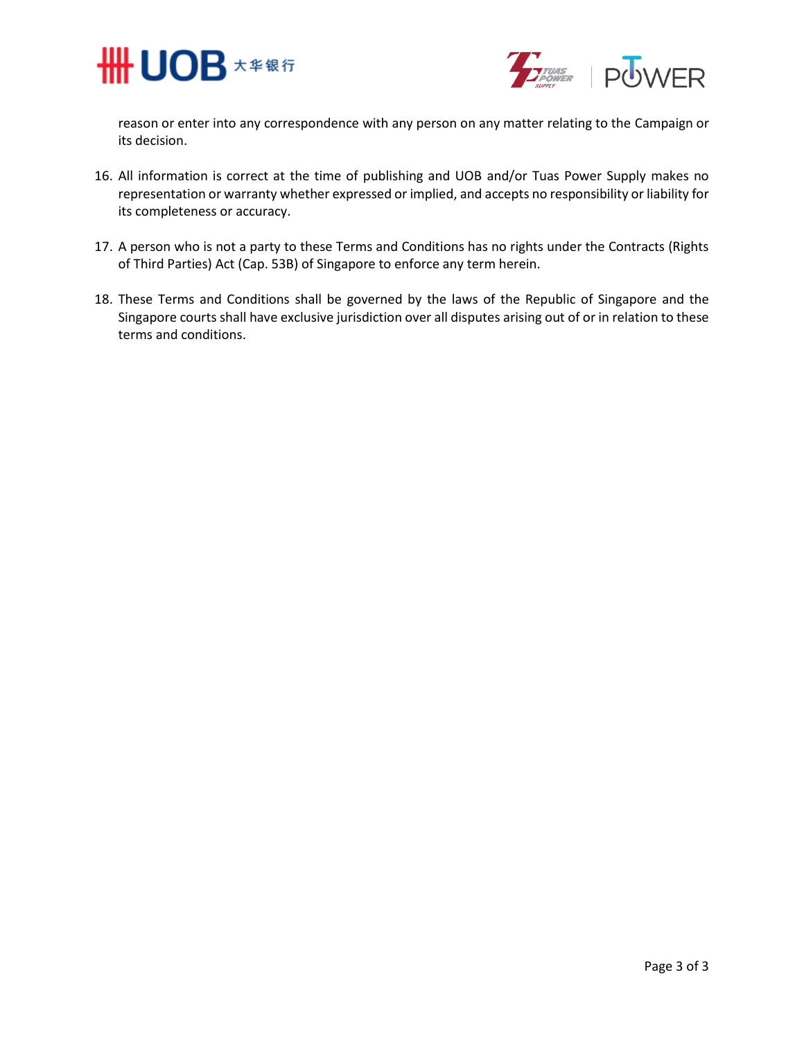reason or enter into any correspondence with any person on any matter relating to the Campaign or its decision.

16. All information is correct at the time of publishing and UOB and/or Tuas Power Supply makes no representation or warranty whether expressed or implied, and accepts no responsibility or liability for its completeness or accuracy.

17. A person who is not a party to these Terms and Conditions has no rights under the Contracts (Rights of Third Parties) Act (Cap. 53B) of Singapore to enforce any term herein.

18. These Terms and Conditions shall be governed by the laws of the Republic of Singapore and the Singapore courts shall have exclusive jurisdiction over all disputes arising out of or in relation to these terms and conditions.